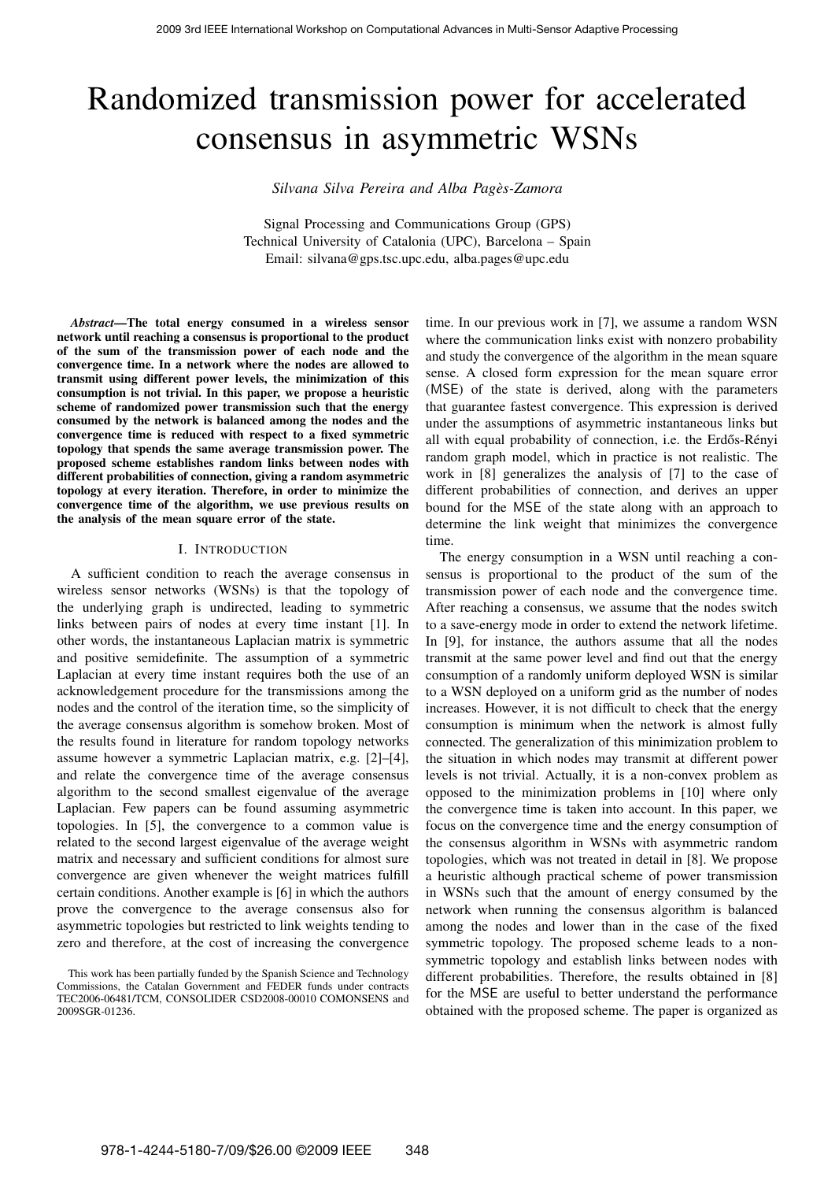# Randomized transmission power for accelerated consensus in asymmetric WSNs

*Silvana Silva Pereira and Alba Pagès-Zamora*

Signal Processing and Communications Group (GPS)
Technical University of Catalonia (UPC), Barcelona – Spain
Email: silvana@gps.tsc.upc.edu, alba.pages@upc.edu

***Abstract*—The total energy consumed in a wireless sensor network until reaching a consensus is proportional to the product of the sum of the transmission power of each node and the convergence time. In a network where the nodes are allowed to transmit using different power levels, the minimization of this consumption is not trivial. In this paper, we propose a heuristic scheme of randomized power transmission such that the energy consumed by the network is balanced among the nodes and the convergence time is reduced with respect to a fixed symmetric topology that spends the same average transmission power. The proposed scheme establishes random links between nodes with different probabilities of connection, giving a random asymmetric topology at every iteration. Therefore, in order to minimize the convergence time of the algorithm, we use previous results on the analysis of the mean square error of the state.**

## I. Introduction

A sufficient condition to reach the average consensus in wireless sensor networks (WSNs) is that the topology of the underlying graph is undirected, leading to symmetric links between pairs of nodes at every time instant [1]. In other words, the instantaneous Laplacian matrix is symmetric and positive semidefinite. The assumption of a symmetric Laplacian at every time instant requires both the use of an acknowledgement procedure for the transmissions among the nodes and the control of the iteration time, so the simplicity of the average consensus algorithm is somehow broken. Most of the results found in literature for random topology networks assume however a symmetric Laplacian matrix, e.g. [2]–[4], and relate the convergence time of the average consensus algorithm to the second smallest eigenvalue of the average Laplacian. Few papers can be found assuming asymmetric topologies. In [5], the convergence to a common value is related to the second largest eigenvalue of the average weight matrix and necessary and sufficient conditions for almost sure convergence are given whenever the weight matrices fulfill certain conditions. Another example is [6] in which the authors prove the convergence to the average consensus also for asymmetric topologies but restricted to link weights tending to zero and therefore, at the cost of increasing the convergence time. In our previous work in [7], we assume a random WSN where the communication links exist with nonzero probability and study the convergence of the algorithm in the mean square sense. A closed form expression for the mean square error (MSE) of the state is derived, along with the parameters that guarantee fastest convergence. This expression is derived under the assumptions of asymmetric instantaneous links but all with equal probability of connection, i.e. the Erdős-Rényi random graph model, which in practice is not realistic. The work in [8] generalizes the analysis of [7] to the case of different probabilities of connection, and derives an upper bound for the MSE of the state along with an approach to determine the link weight that minimizes the convergence time.

The energy consumption in a WSN until reaching a consensus is proportional to the product of the sum of the transmission power of each node and the convergence time. After reaching a consensus, we assume that the nodes switch to a save-energy mode in order to extend the network lifetime. In [9], for instance, the authors assume that all the nodes transmit at the same power level and find out that the energy consumption of a randomly uniform deployed WSN is similar to a WSN deployed on a uniform grid as the number of nodes increases. However, it is not difficult to check that the energy consumption is minimum when the network is almost fully connected. The generalization of this minimization problem to the situation in which nodes may transmit at different power levels is not trivial. Actually, it is a non-convex problem as opposed to the minimization problems in [10] where only the convergence time is taken into account. In this paper, we focus on the convergence time and the energy consumption of the consensus algorithm in WSNs with asymmetric random topologies, which was not treated in detail in [8]. We propose a heuristic although practical scheme of power transmission in WSNs such that the amount of energy consumed by the network when running the consensus algorithm is balanced among the nodes and lower than in the case of the fixed symmetric topology. The proposed scheme leads to a non-symmetric topology and establish links between nodes with different probabilities. Therefore, the results obtained in [8] for the MSE are useful to better understand the performance obtained with the proposed scheme. The paper is organized as

This work has been partially funded by the Spanish Science and Technology Commissions, the Catalan Government and FEDER funds under contracts TEC2006-06481/TCM, CONSOLIDER CSD2008-00010 COMONSENS and 2009SGR-01236.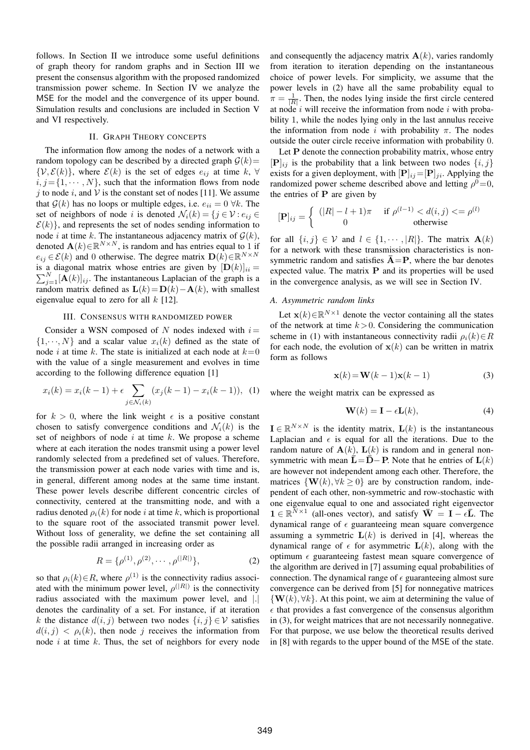follows. In Section II we introduce some useful definitions of graph theory for random graphs and in Section III we present the consensus algorithm with the proposed randomized transmission power scheme. In Section IV we analyze the MSE for the model and the convergence of its upper bound. Simulation results and conclusions are included in Section V and VI respectively.

## II. Graph Theory concepts

The information flow among the nodes of a network with a random topology can be described by a directed graph $\mathcal{G}(k)=\{\mathcal{V},\mathcal{E}(k)\}$, where $\mathcal{E}(k)$ is the set of edges $e_{ij}$ at time $k$, $\forall$ $i,j=\{1,\cdots,N\}$, such that the information flows from node $j$ to node $i$, and $\mathcal{V}$ is the constant set of nodes [11]. We assume that $\mathcal{G}(k)$ has no loops or multiple edges, i.e. $e_{ii}=0$ $\forall k$. The set of neighbors of node $i$ is denoted $\mathcal{N}_i(k)=\{j\in\mathcal{V}: e_{ij}\in\mathcal{E}(k)\}$, and represents the set of nodes sending information to node $i$ at time $k$. The instantaneous adjacency matrix of $\mathcal{G}(k)$, denoted $\mathbf{A}(k)\in\mathbb{R}^{N\times N}$, is random and has entries equal to 1 if $e_{ij}\in\mathcal{E}(k)$ and 0 otherwise. The degree matrix $\mathbf{D}(k)\in\mathbb{R}^{N\times N}$ is a diagonal matrix whose entries are given by $[\mathbf{D}(k)]_{ii}=\sum_{j=1}^{N}[\mathbf{A}(k)]_{ij}$. The instantaneous Laplacian of the graph is a random matrix defined as $\mathbf{L}(k)=\mathbf{D}(k)-\mathbf{A}(k)$, with smallest eigenvalue equal to zero for all $k$ [12].

## III. Consensus with randomized power

Consider a WSN composed of $N$ nodes indexed with $i=\{1,\cdots,N\}$ and a scalar value $x_i(k)$ defined as the state of node $i$ at time $k$. The state is initialized at each node at $k=0$ with the value of a single measurement and evolves in time according to the following difference equation [1]

$$x_i(k)=x_i(k-1)+\epsilon\sum_{j\in\mathcal{N}_i(k)}(x_j(k-1)-x_i(k-1)),\quad(1)$$

for $k>0$, where the link weight $\epsilon$ is a positive constant chosen to satisfy convergence conditions and $\mathcal{N}_i(k)$ is the set of neighbors of node $i$ at time $k$. We propose a scheme where at each iteration the nodes transmit using a power level randomly selected from a predefined set of values. Therefore, the transmission power at each node varies with time and is, in general, different among nodes at the same time instant. These power levels describe different concentric circles of connectivity, centered at the transmitting node, and with a radius denoted $\rho_i(k)$ for node $i$ at time $k$, which is proportional to the square root of the associated transmit power level. Without loss of generality, we define the set containing all the possible radii arranged in increasing order as

$$R=\{\rho^{(1)},\rho^{(2)},\cdots,\rho^{(|R|)}\},\quad(2)$$

so that $\rho_i(k)\in R$, where $\rho^{(1)}$ is the connectivity radius associated with the minimum power level, $\rho^{(|R|)}$ is the connectivity radius associated with the maximum power level, and $|.|$ denotes the cardinality of a set. For instance, if at iteration $k$ the distance $d(i,j)$ between two nodes $\{i,j\}\in\mathcal{V}$ satisfies $d(i,j)<\rho_i(k)$, then node $j$ receives the information from node $i$ at time $k$. Thus, the set of neighbors for every node and consequently the adjacency matrix $\mathbf{A}(k)$, varies randomly from iteration to iteration depending on the instantaneous choice of power levels. For simplicity, we assume that the power levels in (2) have all the same probability equal to $\pi=\frac{1}{|R|}$. Then, the nodes lying inside the first circle centered at node $i$ will receive the information from node $i$ with probability 1, while the nodes lying only in the last annulus receive the information from node $i$ with probability $\pi$. The nodes outside the outer circle receive information with probability 0.

Let $\mathbf{P}$ denote the connection probability matrix, whose entry $[\mathbf{P}]_{ij}$ is the probability that a link between two nodes $\{i,j\}$ exists for a given deployment, with $[\mathbf{P}]_{ij}=[\mathbf{P}]_{ji}$. Applying the randomized power scheme described above and letting $\rho^0=0$, the entries of $\mathbf{P}$ are given by

$$[\mathbf{P}]_{ij}=\begin{cases}(|R|-l+1)\pi & \text{if } \rho^{(l-1)}<d(i,j)<=\rho^{(l)}\\ 0 & \text{otherwise}\end{cases}$$

for all $\{i,j\}\in\mathcal{V}$ and $l\in\{1,\cdots,|R|\}$. The matrix $\mathbf{A}(k)$ for a network with these transmission characteristics is non-symmetric random and satisfies $\bar{\mathbf{A}}=\mathbf{P}$, where the bar denotes expected value. The matrix $\mathbf{P}$ and its properties will be used in the convergence analysis, as we will see in Section IV.

### A. Asymmetric random links

Let $\mathbf{x}(k)\in\mathbb{R}^{N\times 1}$ denote the vector containing all the states of the network at time $k>0$. Considering the communication scheme in (1) with instantaneous connectivity radii $\rho_i(k)\in R$ for each node, the evolution of $\mathbf{x}(k)$ can be written in matrix form as follows

$$\mathbf{x}(k)=\mathbf{W}(k-1)\mathbf{x}(k-1)\quad(3)$$

where the weight matrix can be expressed as

$$\mathbf{W}(k)=\mathbf{I}-\epsilon\mathbf{L}(k),\quad(4)$$

$\mathbf{I}\in\mathbb{R}^{N\times N}$ is the identity matrix, $\mathbf{L}(k)$ is the instantaneous Laplacian and $\epsilon$ is equal for all the iterations. Due to the random nature of $\mathbf{A}(k)$, $\mathbf{L}(k)$ is random and in general non-symmetric with mean $\bar{\mathbf{L}}=\bar{\mathbf{D}}-\mathbf{P}$. Note that he entries of $\mathbf{L}(k)$ are however not independent among each other. Therefore, the matrices $\{\mathbf{W}(k),\forall k\geq 0\}$ are by construction random, independent of each other, non-symmetric and row-stochastic with one eigenvalue equal to one and associated right eigenvector $\mathbf{1}\in\mathbb{R}^{N\times 1}$ (all-ones vector), and satisfy $\bar{\mathbf{W}}=\mathbf{I}-\epsilon\bar{\mathbf{L}}$. The dynamical range of $\epsilon$ guaranteeing mean square convergence assuming a symmetric $\mathbf{L}(k)$ is derived in [4], whereas the dynamical range of $\epsilon$ for asymmetric $\mathbf{L}(k)$, along with the optimum $\epsilon$ guaranteeing fastest mean square convergence of the algorithm are derived in [7] assuming equal probabilities of connection. The dynamical range of $\epsilon$ guaranteeing almost sure convergence can be derived from [5] for nonnegative matrices $\{\mathbf{W}(k),\forall k\}$. At this point, we aim at determining the value of $\epsilon$ that provides a fast convergence of the consensus algorithm in (3), for weight matrices that are not necessarily nonnegative. For that purpose, we use below the theoretical results derived in [8] with regards to the upper bound of the MSE of the state.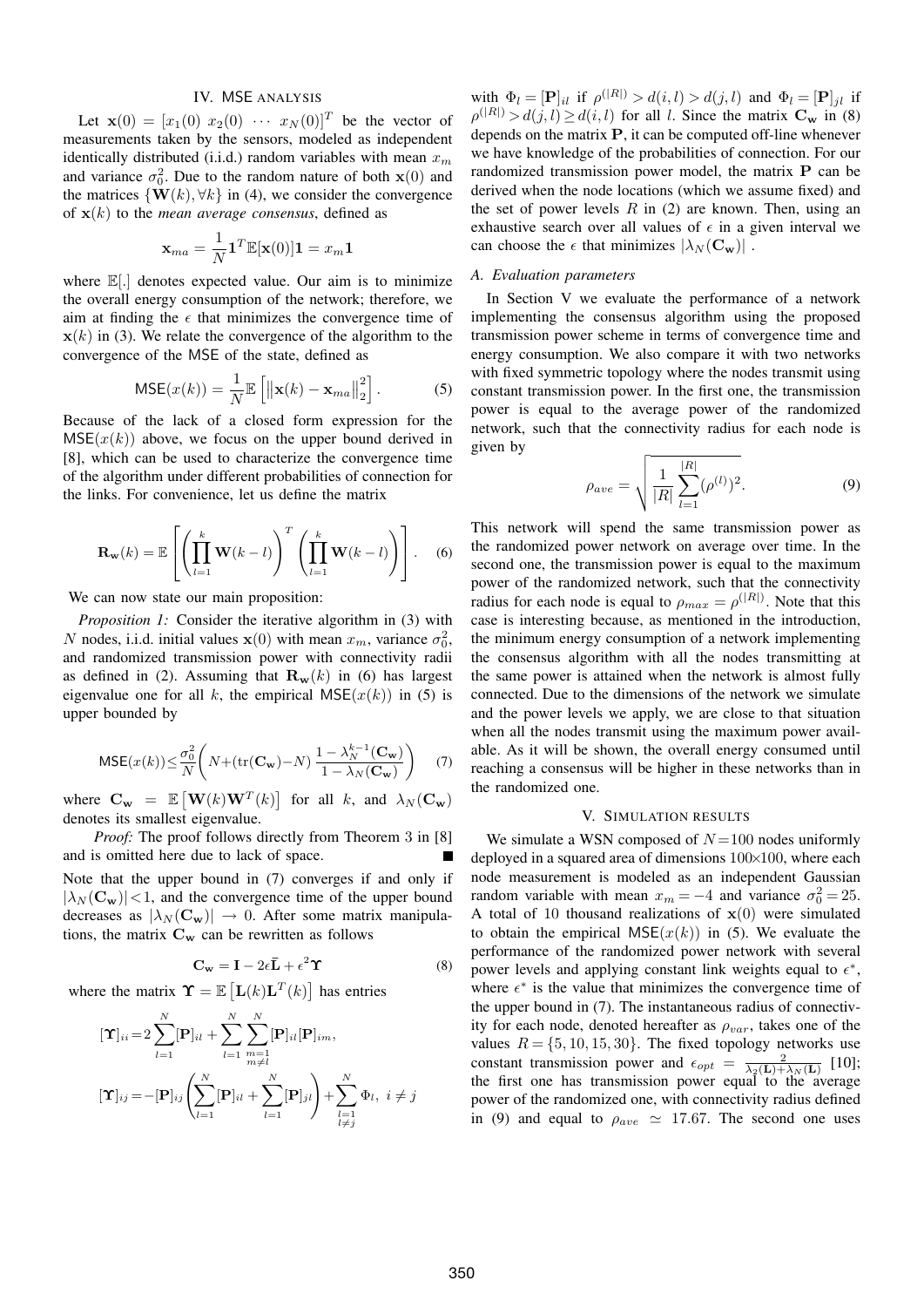## IV. MSE ANALYSIS

Let $\mathbf{x}(0) = [x_1(0)\ x_2(0)\ \cdots\ x_N(0)]^T$ be the vector of measurements taken by the sensors, modeled as independent identically distributed (i.i.d.) random variables with mean $x_m$ and variance $\sigma_0^2$. Due to the random nature of both $\mathbf{x}(0)$ and the matrices $\{\mathbf{W}(k), \forall k\}$ in (4), we consider the convergence of $\mathbf{x}(k)$ to the *mean average consensus*, defined as

$$\mathbf{x}_{ma} = \frac{1}{N}\mathbf{1}^T\mathbb{E}[\mathbf{x}(0)]\mathbf{1} = x_m\mathbf{1}$$

where $\mathbb{E}[.]$ denotes expected value. Our aim is to minimize the overall energy consumption of the network; therefore, we aim at finding the $\epsilon$ that minimizes the convergence time of $\mathbf{x}(k)$ in (3). We relate the convergence of the algorithm to the convergence of the MSE of the state, defined as

$$\mathsf{MSE}(x(k)) = \frac{1}{N}\mathbb{E}\left[\left\|\mathbf{x}(k) - \mathbf{x}_{ma}\right\|_2^2\right]. \tag{5}$$

Because of the lack of a closed form expression for the $\mathsf{MSE}(x(k))$ above, we focus on the upper bound derived in [8], which can be used to characterize the convergence time of the algorithm under different probabilities of connection for the links. For convenience, let us define the matrix

$$\mathbf{R_w}(k) = \mathbb{E}\left[\left(\prod_{l=1}^{k}\mathbf{W}(k-l)\right)^T\left(\prod_{l=1}^{k}\mathbf{W}(k-l)\right)\right]. \tag{6}$$

We can now state our main proposition:

*Proposition 1:* Consider the iterative algorithm in (3) with $N$ nodes, i.i.d. initial values $\mathbf{x}(0)$ with mean $x_m$, variance $\sigma_0^2$, and randomized transmission power with connectivity radii as defined in (2). Assuming that $\mathbf{R_w}(k)$ in (6) has largest eigenvalue one for all $k$, the empirical $\mathsf{MSE}(x(k))$ in (5) is upper bounded by

$$\mathsf{MSE}(x(k)) \leq \frac{\sigma_0^2}{N}\left(N + (\mathrm{tr}(\mathbf{C_w}) - N)\,\frac{1-\lambda_N^{k-1}(\mathbf{C_w})}{1-\lambda_N(\mathbf{C_w})}\right) \tag{7}$$

where $\mathbf{C_w} = \mathbb{E}\left[\mathbf{W}(k)\mathbf{W}^T(k)\right]$ for all $k$, and $\lambda_N(\mathbf{C_w})$ denotes its smallest eigenvalue.

*Proof:* The proof follows directly from Theorem 3 in [8] and is omitted here due to lack of space. ∎

Note that the upper bound in (7) converges if and only if $|\lambda_N(\mathbf{C_w})| < 1$, and the convergence time of the upper bound decreases as $|\lambda_N(\mathbf{C_w})| \to 0$. After some matrix manipulations, the matrix $\mathbf{C_w}$ can be rewritten as follows

$$\mathbf{C_w} = \mathbf{I} - 2\epsilon\bar{\mathbf{L}} + \epsilon^2\boldsymbol{\Upsilon} \tag{8}$$

where the matrix $\boldsymbol{\Upsilon} = \mathbb{E}\left[\mathbf{L}(k)\mathbf{L}^T(k)\right]$ has entries

$$[\boldsymbol{\Upsilon}]_{ii} = 2\sum_{l=1}^{N}[\mathbf{P}]_{il} + \sum_{l=1}^{N}\sum_{\substack{m=1\\ m\neq l}}^{N}[\mathbf{P}]_{il}[\mathbf{P}]_{im},$$

$$[\boldsymbol{\Upsilon}]_{ij} = -[\mathbf{P}]_{ij}\left(\sum_{l=1}^{N}[\mathbf{P}]_{il} + \sum_{l=1}^{N}[\mathbf{P}]_{jl}\right) + \sum_{\substack{l=1\\ l\neq j}}^{N}\Phi_l,\ \ i \neq j$$

with $\Phi_l = [\mathbf{P}]_{il}$ if $\rho^{(|R|)} > d(i,l) > d(j,l)$ and $\Phi_l = [\mathbf{P}]_{jl}$ if $\rho^{(|R|)} > d(j,l) \geq d(i,l)$ for all $l$. Since the matrix $\mathbf{C_w}$ in (8) depends on the matrix $\mathbf{P}$, it can be computed off-line whenever we have knowledge of the probabilities of connection. For our randomized transmission power model, the matrix $\mathbf{P}$ can be derived when the node locations (which we assume fixed) and the set of power levels $R$ in (2) are known. Then, using an exhaustive search over all values of $\epsilon$ in a given interval we can choose the $\epsilon$ that minimizes $|\lambda_N(\mathbf{C_w})|$ .

### A. Evaluation parameters

In Section V we evaluate the performance of a network implementing the consensus algorithm using the proposed transmission power scheme in terms of convergence time and energy consumption. We also compare it with two networks with fixed symmetric topology where the nodes transmit using constant transmission power. In the first one, the transmission power is equal to the average power of the randomized network, such that the connectivity radius for each node is given by

$$\rho_{ave} = \sqrt{\frac{1}{|R|}\sum_{l=1}^{|R|}(\rho^{(l)})^2}. \tag{9}$$

This network will spend the same transmission power as the randomized power network on average over time. In the second one, the transmission power is equal to the maximum power of the randomized network, such that the connectivity radius for each node is equal to $\rho_{max} = \rho^{(|R|)}$. Note that this case is interesting because, as mentioned in the introduction, the minimum energy consumption of a network implementing the consensus algorithm with all the nodes transmitting at the same power is attained when the network is almost fully connected. Due to the dimensions of the network we simulate and the power levels we apply, we are close to that situation when all the nodes transmit using the maximum power available. As it will be shown, the overall energy consumed until reaching a consensus will be higher in these networks than in the randomized one.

## V. SIMULATION RESULTS

We simulate a WSN composed of $N = 100$ nodes uniformly deployed in a squared area of dimensions $100{\times}100$, where each node measurement is modeled as an independent Gaussian random variable with mean $x_m = -4$ and variance $\sigma_0^2 = 25$. A total of 10 thousand realizations of $\mathbf{x}(0)$ were simulated to obtain the empirical $\mathsf{MSE}(x(k))$ in (5). We evaluate the performance of the randomized power network with several power levels and applying constant link weights equal to $\epsilon^*$, where $\epsilon^*$ is the value that minimizes the convergence time of the upper bound in (7). The instantaneous radius of connectivity for each node, denoted hereafter as $\rho_{var}$, takes one of the values $R = \{5, 10, 15, 30\}$. The fixed topology networks use constant transmission power and $\epsilon_{opt} = \frac{2}{\lambda_2(\mathbf{L}) + \lambda_N(\mathbf{L})}$ [10]; the first one has transmission power equal to the average power of the randomized one, with connectivity radius defined in (9) and equal to $\rho_{ave} \simeq 17.67$. The second one uses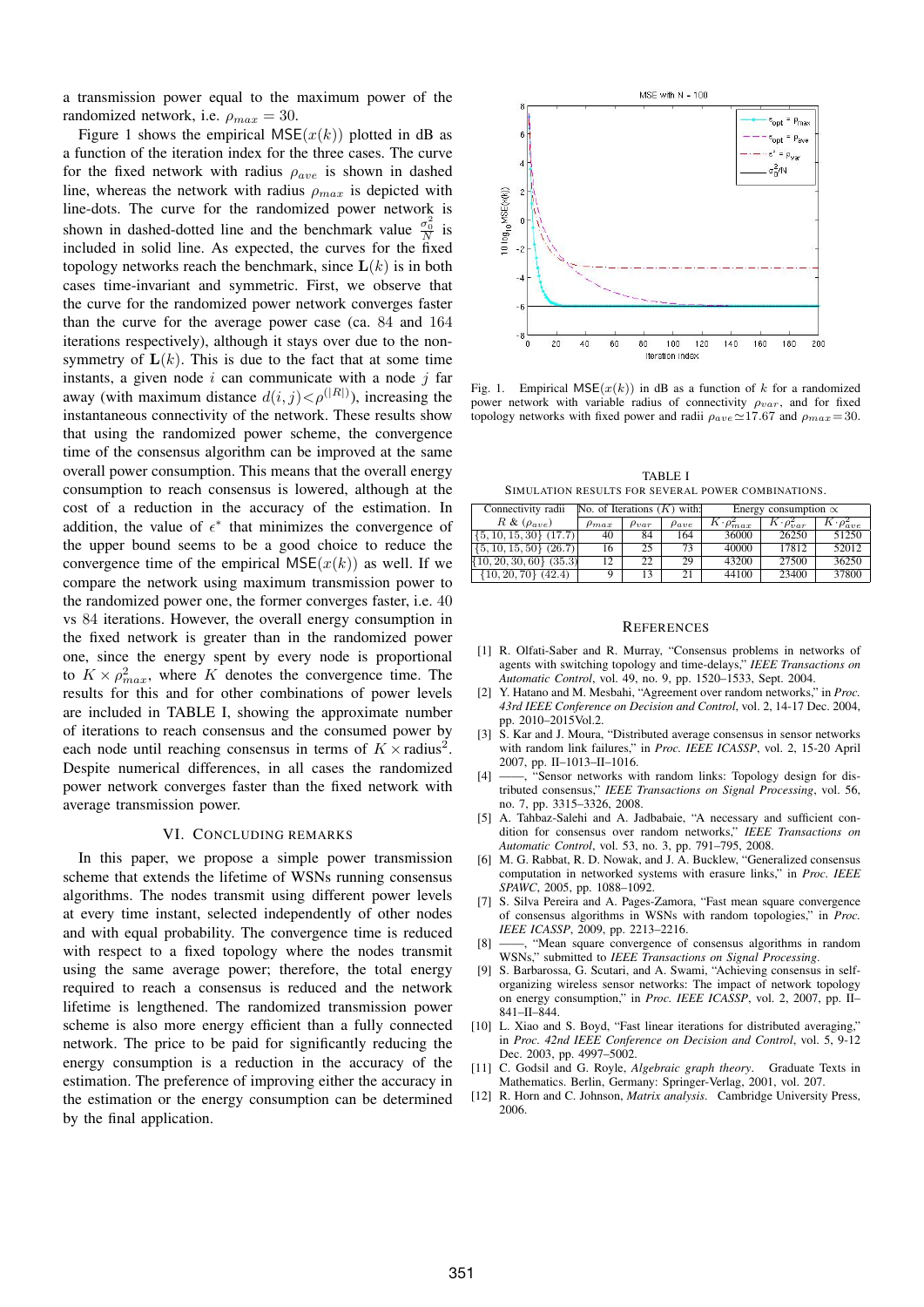a transmission power equal to the maximum power of the randomized network, i.e. $\rho_{max} = 30$.

Figure 1 shows the empirical $\mathsf{MSE}(x(k))$ plotted in dB as a function of the iteration index for the three cases. The curve for the fixed network with radius $\rho_{ave}$ is shown in dashed line, whereas the network with radius $\rho_{max}$ is depicted with line-dots. The curve for the randomized power network is shown in dashed-dotted line and the benchmark value $\frac{\sigma_0^2}{N}$ is included in solid line. As expected, the curves for the fixed topology networks reach the benchmark, since $\mathbf{L}(k)$ is in both cases time-invariant and symmetric. First, we observe that the curve for the randomized power network converges faster than the curve for the average power case (ca. 84 and 164 iterations respectively), although it stays over due to the non-symmetry of $\mathbf{L}(k)$. This is due to the fact that at some time instants, a given node $i$ can communicate with a node $j$ far away (with maximum distance $d(i,j) < \rho^{(|R|)}$), increasing the instantaneous connectivity of the network. These results show that using the randomized power scheme, the convergence time of the consensus algorithm can be improved at the same overall power consumption. This means that the overall energy consumption to reach consensus is lowered, although at the cost of a reduction in the accuracy of the estimation. In addition, the value of $\epsilon^*$ that minimizes the convergence of the upper bound seems to be a good choice to reduce the convergence time of the empirical $\mathsf{MSE}(x(k))$ as well. If we compare the network using maximum transmission power to the randomized power one, the former converges faster, i.e. 40 vs 84 iterations. However, the overall energy consumption in the fixed network is greater than in the randomized power one, since the energy spent by every node is proportional to $K \times \rho_{max}^2$, where $K$ denotes the convergence time. The results for this and for other combinations of power levels are included in TABLE I, showing the approximate number of iterations to reach consensus and the consumed power by each node until reaching consensus in terms of $K \times \text{radius}^2$. Despite numerical differences, in all cases the randomized power network converges faster than the fixed network with average transmission power.

MSE with N = 100

$\epsilon_{opt} = \rho_{max}$

$\epsilon_{opt} = \rho_{ave}$

$\epsilon^* = \rho_{var}$

$\sigma_0^2/N$

$10 \log_{10} \mathsf{MSE}(x(k))$

8
6
4
2
0
-2
-4
-6
-8

0 20 40 60 80 100 120 140 160 180 200

Iteration index

Fig. 1. Empirical $\mathsf{MSE}(x(k))$ in dB as a function of $k$ for a randomized power network with variable radius of connectivity $\rho_{var}$, and for fixed topology networks with fixed power and radii $\rho_{ave} \simeq 17.67$ and $\rho_{max} = 30$.

TABLE I
SIMULATION RESULTS FOR SEVERAL POWER COMBINATIONS.

| Connectivity radii $R$ & $(\rho_{ave})$ | No. of Iterations ($K$) with: | | | Energy consumption $\propto$ | | |
|---|---|---|---|---|---|---|
| | $\rho_{max}$ | $\rho_{var}$ | $\rho_{ave}$ | $K \cdot \rho_{max}^2$ | $K \cdot \rho_{var}^2$ | $K \cdot \rho_{ave}^2$ |
| $\{5, 10, 15, 30\}$ (17.7) | 40 | 84 | 164 | 36000 | 26250 | 51250 |
| $\{5, 10, 15, 50\}$ (26.7) | 16 | 25 | 73 | 40000 | 17812 | 52012 |
| $\{10, 20, 30, 60\}$ (35.3) | 12 | 22 | 29 | 43200 | 27500 | 36250 |
| $\{10, 20, 70\}$ (42.4) | 9 | 13 | 21 | 44100 | 23400 | 37800 |

## VI. Concluding remarks

In this paper, we propose a simple power transmission scheme that extends the lifetime of WSNs running consensus algorithms. The nodes transmit using different power levels at every time instant, selected independently of other nodes and with equal probability. The convergence time is reduced with respect to a fixed topology where the nodes transmit using the same average power; therefore, the total energy required to reach a consensus is reduced and the network lifetime is lengthened. The randomized transmission power scheme is also more energy efficient than a fully connected network. The price to be paid for significantly reducing the energy consumption is a reduction in the accuracy of the estimation. The preference of improving either the accuracy in the estimation or the energy consumption can be determined by the final application.

## References

[1] R. Olfati-Saber and R. Murray, "Consensus problems in networks of agents with switching topology and time-delays," *IEEE Transactions on Automatic Control*, vol. 49, no. 9, pp. 1520–1533, Sept. 2004.

[2] Y. Hatano and M. Mesbahi, "Agreement over random networks," in *Proc. 43rd IEEE Conference on Decision and Control*, vol. 2, 14-17 Dec. 2004, pp. 2010–2015Vol.2.

[3] S. Kar and J. Moura, "Distributed average consensus in sensor networks with random link failures," in *Proc. IEEE ICASSP*, vol. 2, 15-20 April 2007, pp. II–1013–II–1016.

[4] ——, "Sensor networks with random links: Topology design for distributed consensus," *IEEE Transactions on Signal Processing*, vol. 56, no. 7, pp. 3315–3326, 2008.

[5] A. Tahbaz-Salehi and A. Jadbabaie, "A necessary and sufficient condition for consensus over random networks," *IEEE Transactions on Automatic Control*, vol. 53, no. 3, pp. 791–795, 2008.

[6] M. G. Rabbat, R. D. Nowak, and J. A. Bucklew, "Generalized consensus computation in networked systems with erasure links," in *Proc. IEEE SPAWC*, 2005, pp. 1088–1092.

[7] S. Silva Pereira and A. Pages-Zamora, "Fast mean square convergence of consensus algorithms in WSNs with random topologies," in *Proc. IEEE ICASSP*, 2009, pp. 2213–2216.

[8] ——, "Mean square convergence of consensus algorithms in random WSNs," submitted to *IEEE Transactions on Signal Processing*.

[9] S. Barbarossa, G. Scutari, and A. Swami, "Achieving consensus in self-organizing wireless sensor networks: The impact of network topology on energy consumption," in *Proc. IEEE ICASSP*, vol. 2, 2007, pp. II–841–II–844.

[10] L. Xiao and S. Boyd, "Fast linear iterations for distributed averaging," in *Proc. 42nd IEEE Conference on Decision and Control*, vol. 5, 9-12 Dec. 2003, pp. 4997–5002.

[11] C. Godsil and G. Royle, *Algebraic graph theory*. Graduate Texts in Mathematics. Berlin, Germany: Springer-Verlag, 2001, vol. 207.

[12] R. Horn and C. Johnson, *Matrix analysis*. Cambridge University Press, 2006.